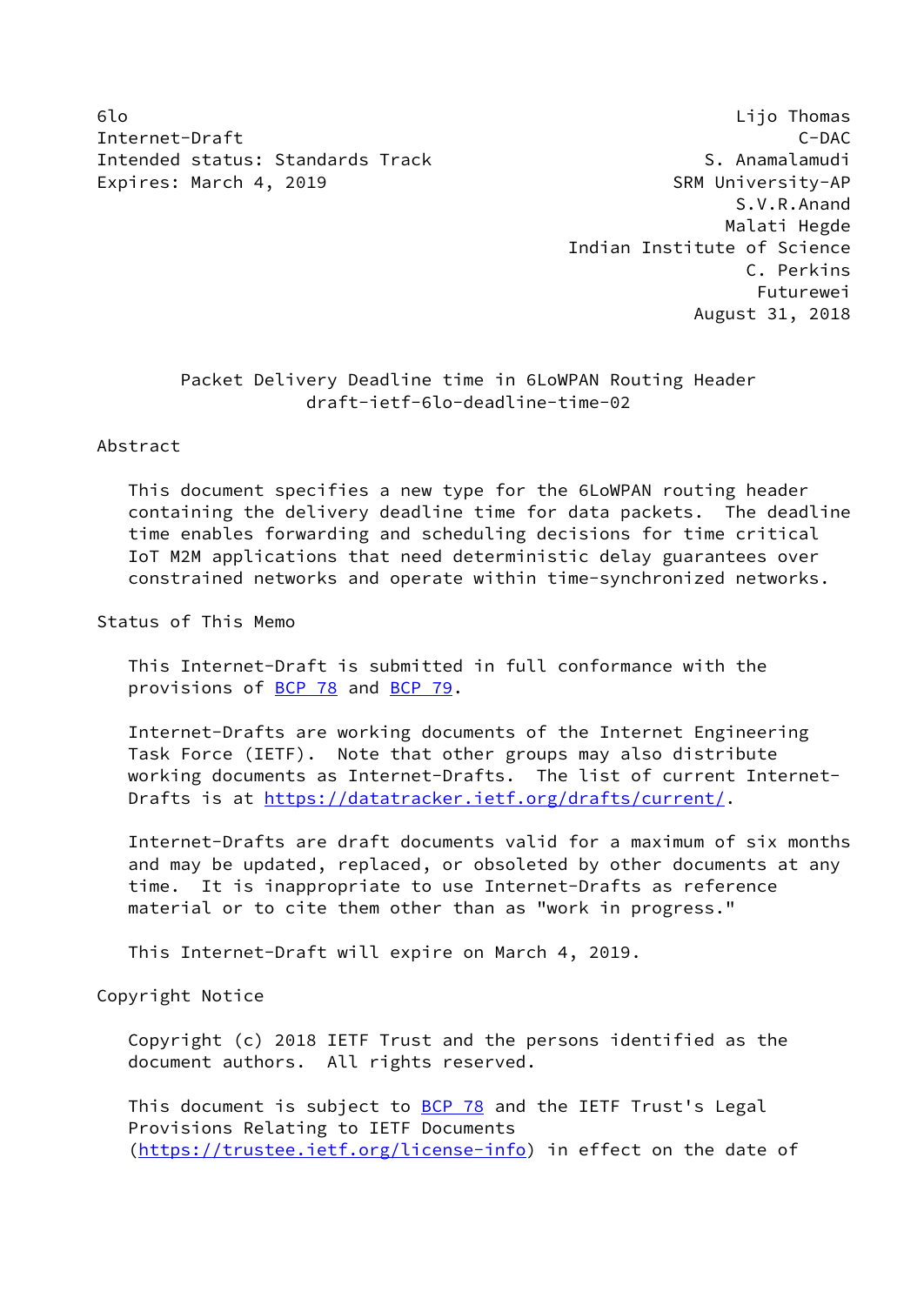6lo Lijo Thomas
Internet-Draft C-DAC
Intended status: Standards Track S. Anamalamudi
Expires: March 4, 2019 SRM University-AP
S.V.R.Anand
Malati Hegde
Indian Institute of Science
C. Perkins
Futurewei
August 31, 2018

# Packet Delivery Deadline time in 6LoWPAN Routing Header
draft-ietf-6lo-deadline-time-02

## Abstract

This document specifies a new type for the 6LoWPAN routing header containing the delivery deadline time for data packets. The deadline time enables forwarding and scheduling decisions for time critical IoT M2M applications that need deterministic delay guarantees over constrained networks and operate within time-synchronized networks.

## Status of This Memo

This Internet-Draft is submitted in full conformance with the provisions of BCP 78 and BCP 79.

Internet-Drafts are working documents of the Internet Engineering Task Force (IETF). Note that other groups may also distribute working documents as Internet-Drafts. The list of current Internet-Drafts is at https://datatracker.ietf.org/drafts/current/.

Internet-Drafts are draft documents valid for a maximum of six months and may be updated, replaced, or obsoleted by other documents at any time. It is inappropriate to use Internet-Drafts as reference material or to cite them other than as "work in progress."

This Internet-Draft will expire on March 4, 2019.

## Copyright Notice

Copyright (c) 2018 IETF Trust and the persons identified as the document authors. All rights reserved.

This document is subject to BCP 78 and the IETF Trust's Legal Provisions Relating to IETF Documents (https://trustee.ietf.org/license-info) in effect on the date of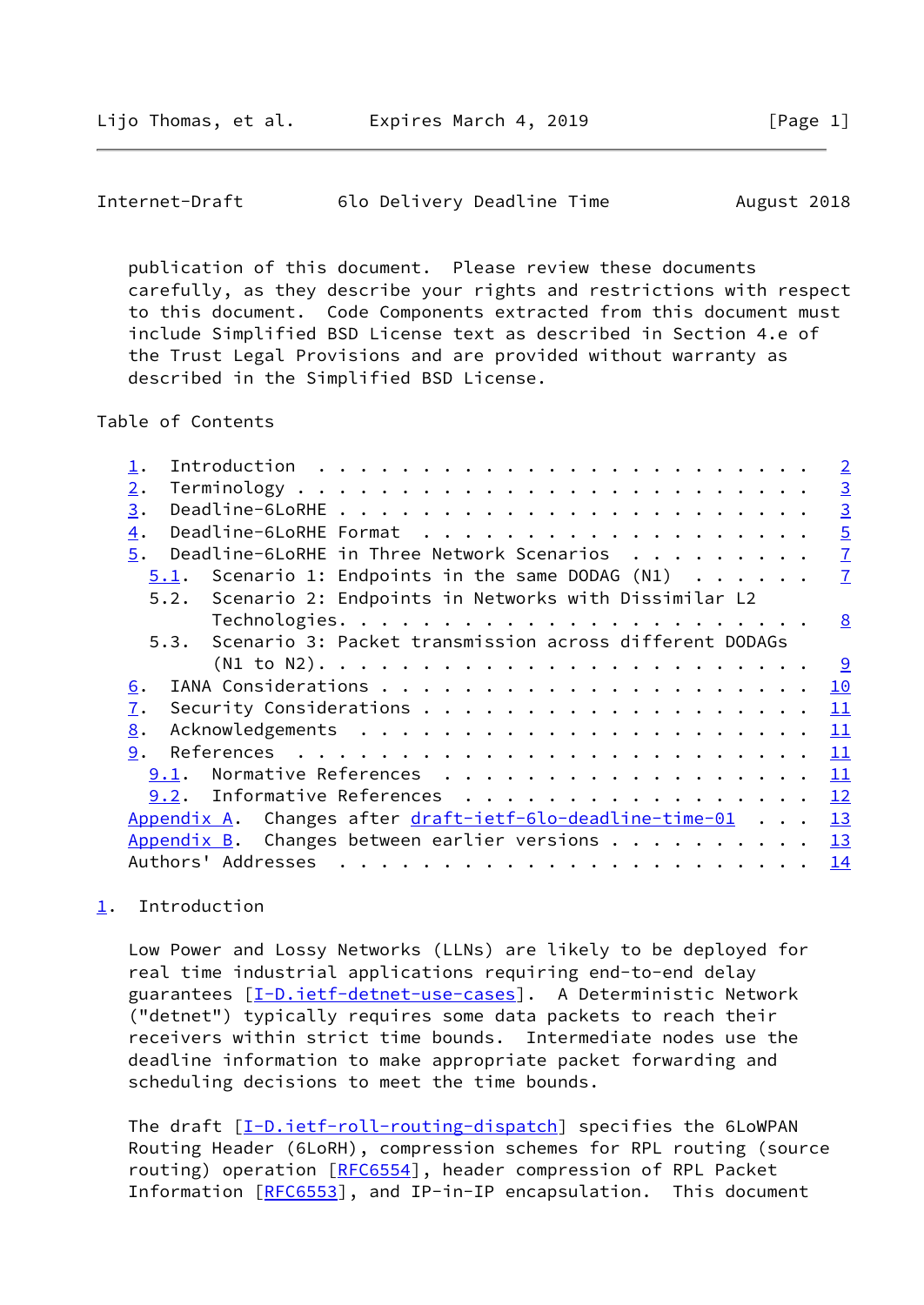publication of this document. Please review these documents carefully, as they describe your rights and restrictions with respect to this document. Code Components extracted from this document must include Simplified BSD License text as described in Section 4.e of the Trust Legal Provisions and are provided without warranty as described in the Simplified BSD License.

Table of Contents

```
   1.  Introduction  . . . . . . . . . . . . . . . . . . . . . . . .   2
   2.  Terminology . . . . . . . . . . . . . . . . . . . . . . . . .   3
   3.  Deadline-6LoRHE . . . . . . . . . . . . . . . . . . . . . . .   3
   4.  Deadline-6LoRHE Format  . . . . . . . . . . . . . . . . . . .   5
   5.  Deadline-6LoRHE in Three Network Scenarios  . . . . . . . . .   7
     5.1.  Scenario 1: Endpoints in the same DODAG (N1)  . . . . . .   7
     5.2.  Scenario 2: Endpoints in Networks with Dissimilar L2
           Technologies. . . . . . . . . . . . . . . . . . . . . . .   8
     5.3.  Scenario 3: Packet transmission across different DODAGs
           (N1 to N2). . . . . . . . . . . . . . . . . . . . . . . .   9
   6.  IANA Considerations . . . . . . . . . . . . . . . . . . . . .  10
   7.  Security Considerations . . . . . . . . . . . . . . . . . . .  11
   8.  Acknowledgements  . . . . . . . . . . . . . . . . . . . . . .  11
   9.  References  . . . . . . . . . . . . . . . . . . . . . . . . .  11
     9.1.  Normative References  . . . . . . . . . . . . . . . . . .  11
     9.2.  Informative References  . . . . . . . . . . . . . . . . .  12
   Appendix A.  Changes after draft-ietf-6lo-deadline-time-01  . . .  13
   Appendix B.  Changes between earlier versions . . . . . . . . . .  13
   Authors' Addresses  . . . . . . . . . . . . . . . . . . . . . . .  14
```

## 1. Introduction

Low Power and Lossy Networks (LLNs) are likely to be deployed for real time industrial applications requiring end-to-end delay guarantees [I-D.ietf-detnet-use-cases]. A Deterministic Network ("detnet") typically requires some data packets to reach their receivers within strict time bounds. Intermediate nodes use the deadline information to make appropriate packet forwarding and scheduling decisions to meet the time bounds.

The draft [I-D.ietf-roll-routing-dispatch] specifies the 6LoWPAN Routing Header (6LoRH), compression schemes for RPL routing (source routing) operation [RFC6554], header compression of RPL Packet Information [RFC6553], and IP-in-IP encapsulation. This document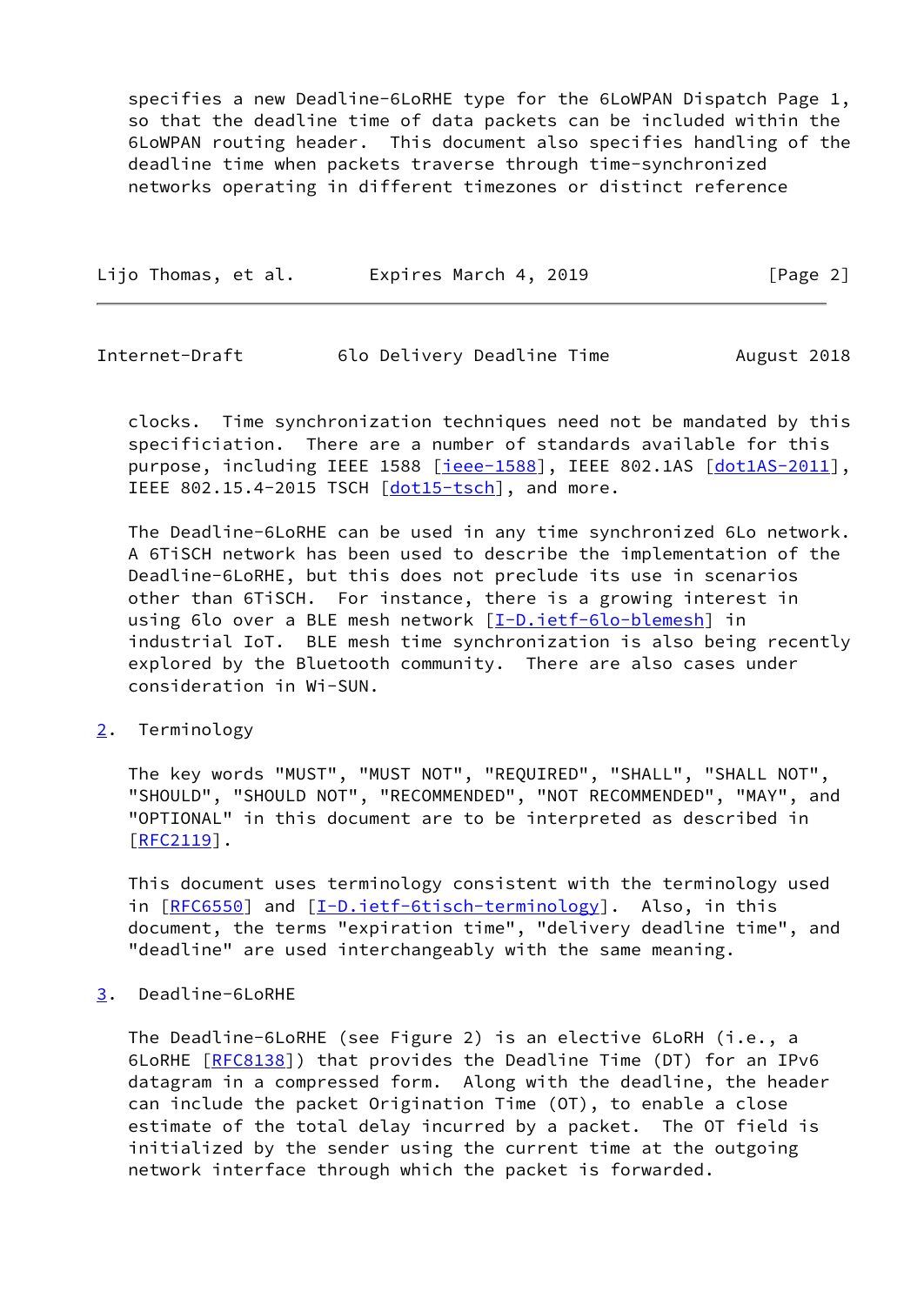specifies a new Deadline-6LoRHE type for the 6LoWPAN Dispatch Page 1, so that the deadline time of data packets can be included within the 6LoWPAN routing header. This document also specifies handling of the deadline time when packets traverse through time-synchronized networks operating in different timezones or distinct reference clocks. Time synchronization techniques need not be mandated by this specificiation. There are a number of standards available for this purpose, including IEEE 1588 [ieee-1588], IEEE 802.1AS [dot1AS-2011], IEEE 802.15.4-2015 TSCH [dot15-tsch], and more.

The Deadline-6LoRHE can be used in any time synchronized 6Lo network. A 6TiSCH network has been used to describe the implementation of the Deadline-6LoRHE, but this does not preclude its use in scenarios other than 6TiSCH. For instance, there is a growing interest in using 6lo over a BLE mesh network [I-D.ietf-6lo-blemesh] in industrial IoT. BLE mesh time synchronization is also being recently explored by the Bluetooth community. There are also cases under consideration in Wi-SUN.

## 2. Terminology

The key words "MUST", "MUST NOT", "REQUIRED", "SHALL", "SHALL NOT", "SHOULD", "SHOULD NOT", "RECOMMENDED", "NOT RECOMMENDED", "MAY", and "OPTIONAL" in this document are to be interpreted as described in [RFC2119].

This document uses terminology consistent with the terminology used in [RFC6550] and [I-D.ietf-6tisch-terminology]. Also, in this document, the terms "expiration time", "delivery deadline time", and "deadline" are used interchangeably with the same meaning.

## 3. Deadline-6LoRHE

The Deadline-6LoRHE (see Figure 2) is an elective 6LoRH (i.e., a 6LoRHE [RFC8138]) that provides the Deadline Time (DT) for an IPv6 datagram in a compressed form. Along with the deadline, the header can include the packet Origination Time (OT), to enable a close estimate of the total delay incurred by a packet. The OT field is initialized by the sender using the current time at the outgoing network interface through which the packet is forwarded.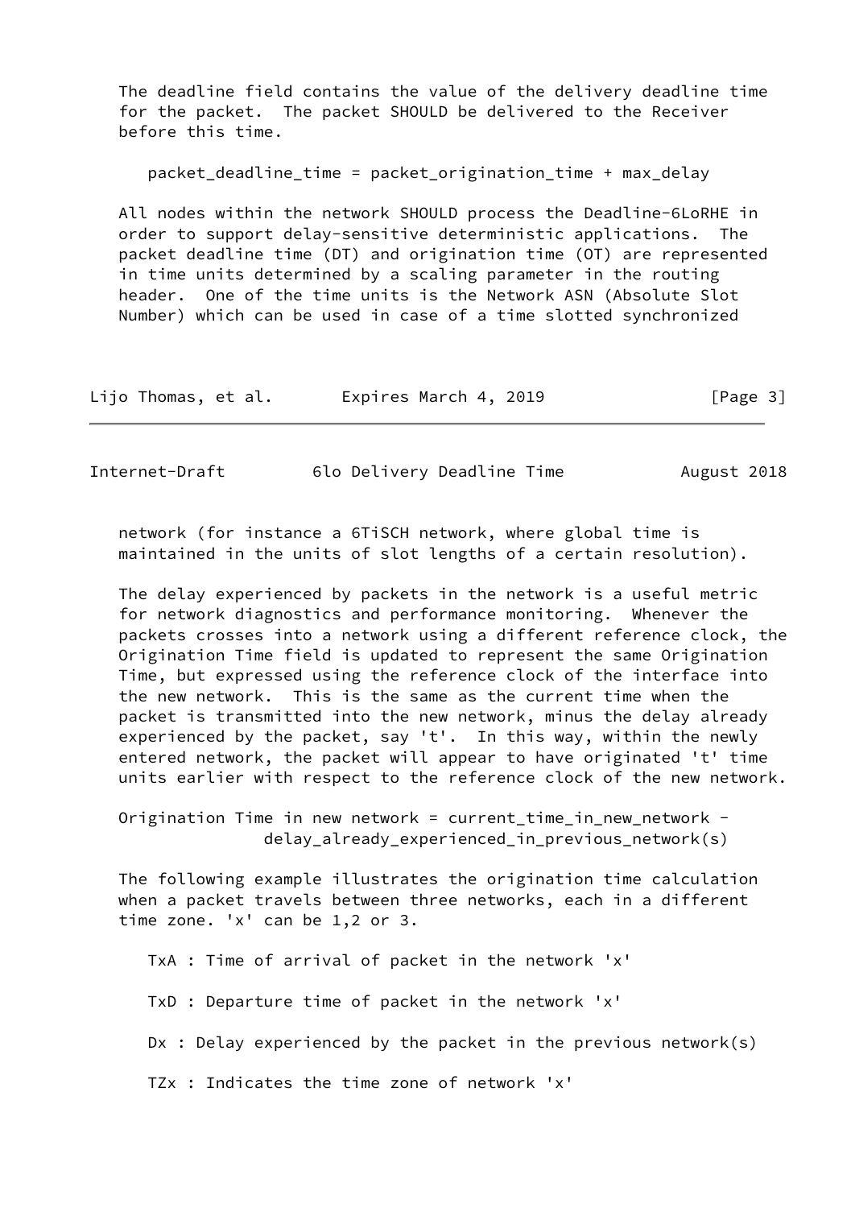The deadline field contains the value of the delivery deadline time for the packet. The packet SHOULD be delivered to the Receiver before this time.

```
packet_deadline_time = packet_origination_time + max_delay
```

All nodes within the network SHOULD process the Deadline-6LoRHE in order to support delay-sensitive deterministic applications. The packet deadline time (DT) and origination time (OT) are represented in time units determined by a scaling parameter in the routing header. One of the time units is the Network ASN (Absolute Slot Number) which can be used in case of a time slotted synchronized network (for instance a 6TiSCH network, where global time is maintained in the units of slot lengths of a certain resolution).

The delay experienced by packets in the network is a useful metric for network diagnostics and performance monitoring. Whenever the packets crosses into a network using a different reference clock, the Origination Time field is updated to represent the same Origination Time, but expressed using the reference clock of the interface into the new network. This is the same as the current time when the packet is transmitted into the new network, minus the delay already experienced by the packet, say 't'. In this way, within the newly entered network, the packet will appear to have originated 't' time units earlier with respect to the reference clock of the new network.

```
Origination Time in new network = current_time_in_new_network -
              delay_already_experienced_in_previous_network(s)
```

The following example illustrates the origination time calculation when a packet travels between three networks, each in a different time zone. 'x' can be 1,2 or 3.

TxA : Time of arrival of packet in the network 'x'

TxD : Departure time of packet in the network 'x'

Dx : Delay experienced by the packet in the previous network(s)

TZx : Indicates the time zone of network 'x'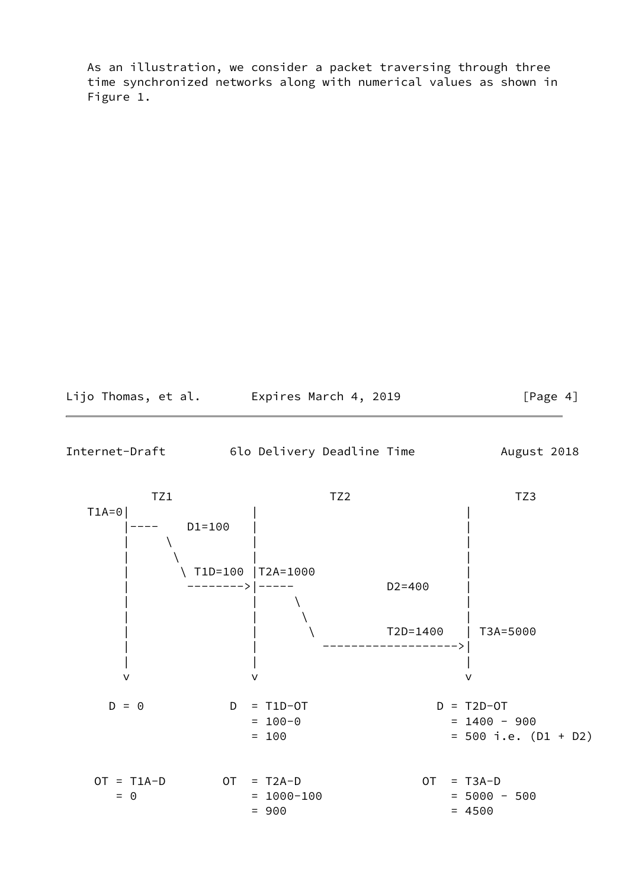As an illustration, we consider a packet traversing through three time synchronized networks along with numerical values as shown in Figure 1.

```
          TZ1                    TZ2                    TZ3
   T1A=0|                |                           |
        |----    D1=100  |                           |
        |     \          |                           |
        |      \         |                           |
        |       \ T1D=100 |T2A=1000                  |
        |        -------->|-----            D2=400   |
        |                |      \                    |
        |                |       \                   |
        |                |        \         T2D=1400 | T3A=5000
        |                |          ----------------->|
        |                |                           |
        v                v                           v

     D = 0           D  = T1D-OT              D = T2D-OT
                        = 100-0                 = 1400 - 900
                        = 100                   = 500 i.e. (D1 + D2)


    OT = T1A-D       OT  = T2A-D              OT  = T3A-D
       = 0              = 1000-100              = 5000 - 500
                        = 900                   = 4500
```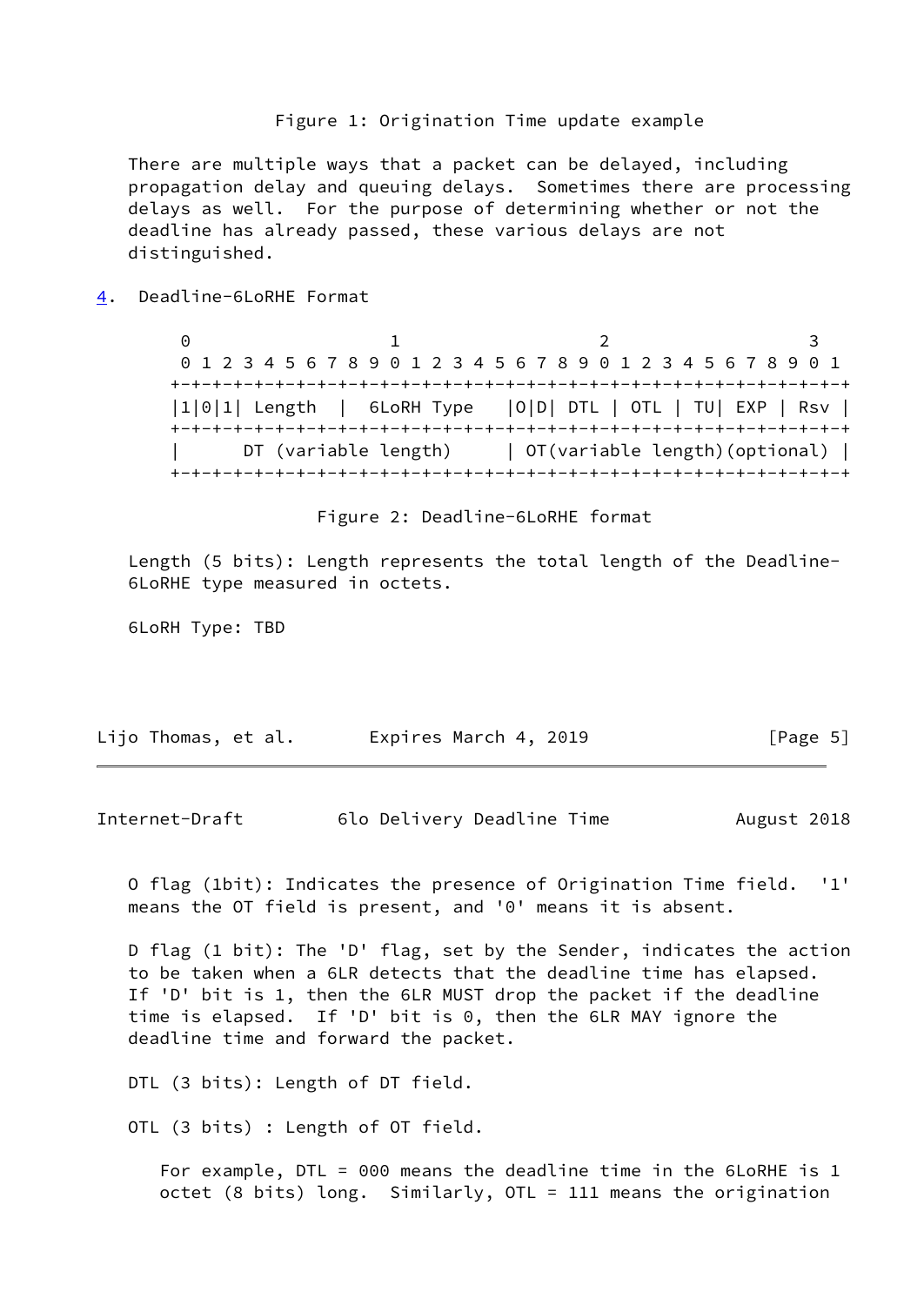Figure 1: Origination Time update example

There are multiple ways that a packet can be delayed, including propagation delay and queuing delays. Sometimes there are processing delays as well. For the purpose of determining whether or not the deadline has already passed, these various delays are not distinguished.

## 4. Deadline-6LoRHE Format

```
 0                   1                   2                   3
 0 1 2 3 4 5 6 7 8 9 0 1 2 3 4 5 6 7 8 9 0 1 2 3 4 5 6 7 8 9 0 1
+-+-+-+-+-+-+-+-+-+-+-+-+-+-+-+-+-+-+-+-+-+-+-+-+-+-+-+-+-+-+-+-+
|1|0|1| Length  |  6LoRH Type   |O|D| DTL | OTL | TU| EXP | Rsv |
+-+-+-+-+-+-+-+-+-+-+-+-+-+-+-+-+-+-+-+-+-+-+-+-+-+-+-+-+-+-+-+-+
|      DT (variable length)     | OT(variable length)(optional) |
+-+-+-+-+-+-+-+-+-+-+-+-+-+-+-+-+-+-+-+-+-+-+-+-+-+-+-+-+-+-+-+-+
```

Figure 2: Deadline-6LoRHE format

Length (5 bits): Length represents the total length of the Deadline-6LoRHE type measured in octets.

6LoRH Type: TBD

O flag (1bit): Indicates the presence of Origination Time field. '1' means the OT field is present, and '0' means it is absent.

D flag (1 bit): The 'D' flag, set by the Sender, indicates the action to be taken when a 6LR detects that the deadline time has elapsed. If 'D' bit is 1, then the 6LR MUST drop the packet if the deadline time is elapsed. If 'D' bit is 0, then the 6LR MAY ignore the deadline time and forward the packet.

DTL (3 bits): Length of DT field.

OTL (3 bits) : Length of OT field.

For example, DTL = 000 means the deadline time in the 6LoRHE is 1 octet (8 bits) long. Similarly, OTL = 111 means the origination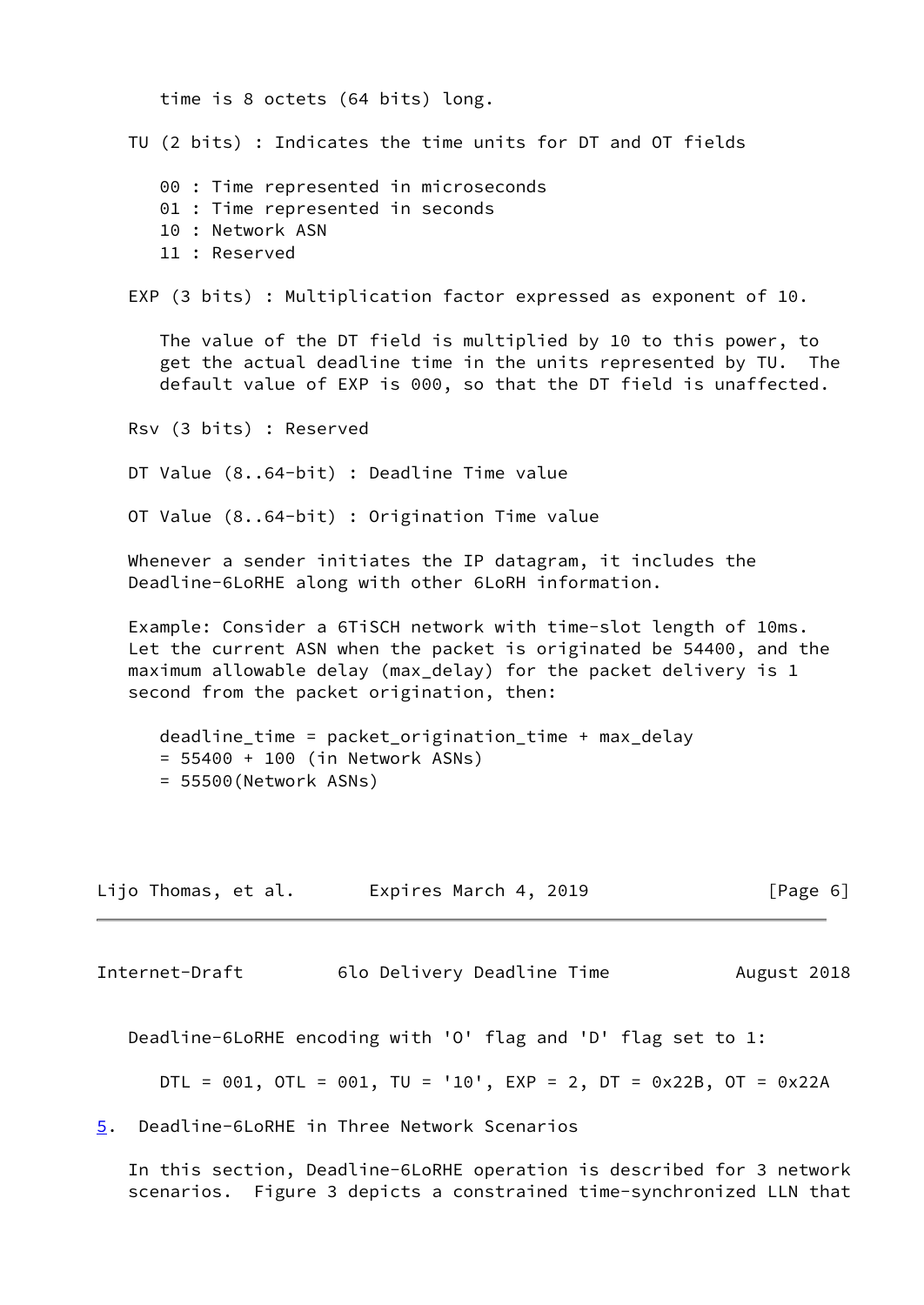time is 8 octets (64 bits) long.

TU (2 bits) : Indicates the time units for DT and OT fields

- 00 : Time represented in microseconds
- 01 : Time represented in seconds
- 10 : Network ASN
- 11 : Reserved

EXP (3 bits) : Multiplication factor expressed as exponent of 10.

The value of the DT field is multiplied by 10 to this power, to get the actual deadline time in the units represented by TU. The default value of EXP is 000, so that the DT field is unaffected.

Rsv (3 bits) : Reserved

DT Value (8..64-bit) : Deadline Time value

OT Value (8..64-bit) : Origination Time value

Whenever a sender initiates the IP datagram, it includes the Deadline-6LoRHE along with other 6LoRH information.

Example: Consider a 6TiSCH network with time-slot length of 10ms. Let the current ASN when the packet is originated be 54400, and the maximum allowable delay (max_delay) for the packet delivery is 1 second from the packet origination, then:

```
deadline_time = packet_origination_time + max_delay
= 55400 + 100 (in Network ASNs)
= 55500(Network ASNs)
```

Deadline-6LoRHE encoding with 'O' flag and 'D' flag set to 1:

```
DTL = 001, OTL = 001, TU = '10', EXP = 2, DT = 0x22B, OT = 0x22A
```

## 5. Deadline-6LoRHE in Three Network Scenarios

In this section, Deadline-6LoRHE operation is described for 3 network scenarios. Figure 3 depicts a constrained time-synchronized LLN that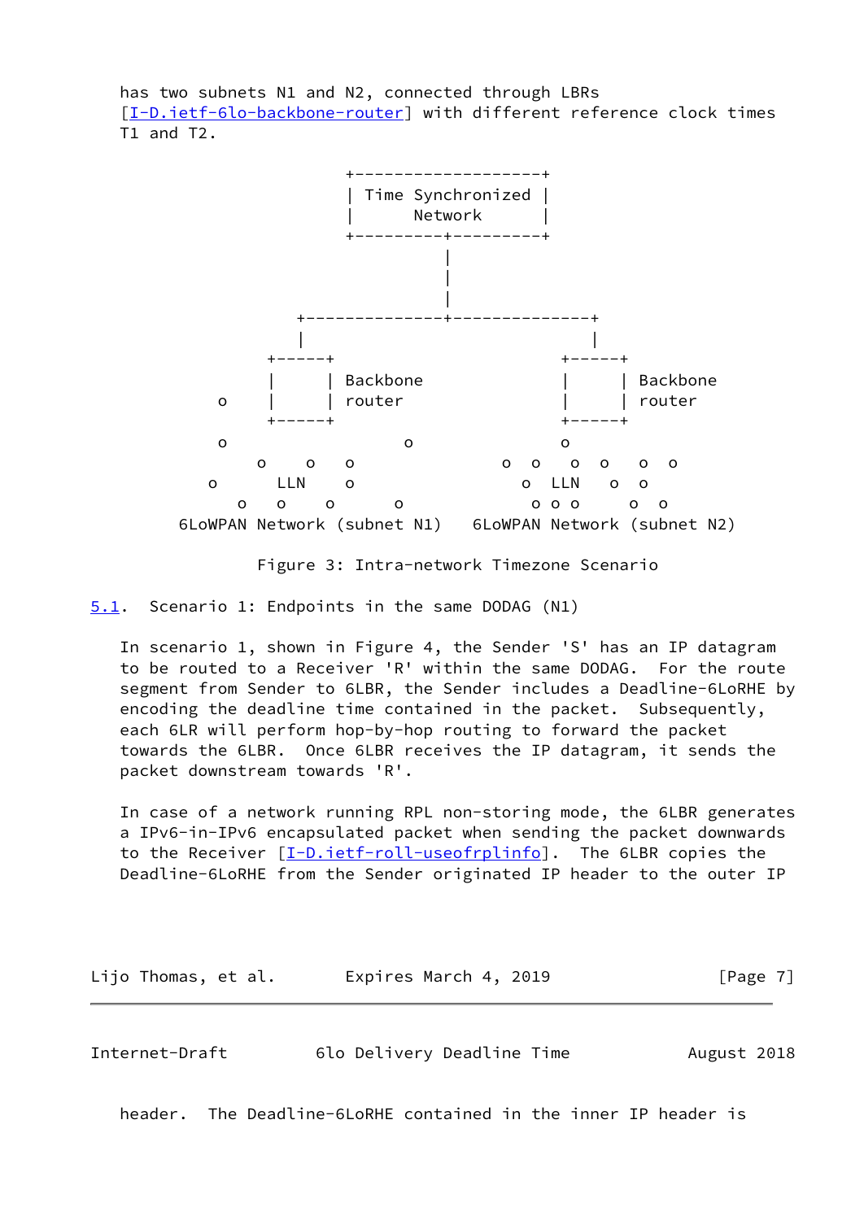has two subnets N1 and N2, connected through LBRs [I-D.ietf-6lo-backbone-router] with different reference clock times T1 and T2.

```
                         +-------------------+
                         | Time Synchronized |
                         |      Network      |
                         +---------+---------+
                                   |
                                   |
                                   |
                    +--------------+--------------+
                    |                             |
                 +-----+                       +-----+
                 |     | Backbone              |     | Backbone
            o    |     | router                |     | router
                 +-----+                       +-----+
            o                  o               o
                o    o   o            o  o   o  o   o  o
           o       LLN   o                 o  LLN   o  o
              o   o    o      o             o o o     o  o
        6LoWPAN Network (subnet N1)   6LoWPAN Network (subnet N2)
```

Figure 3: Intra-network Timezone Scenario

## 5.1. Scenario 1: Endpoints in the same DODAG (N1)

In scenario 1, shown in Figure 4, the Sender 'S' has an IP datagram to be routed to a Receiver 'R' within the same DODAG. For the route segment from Sender to 6LBR, the Sender includes a Deadline-6LoRHE by encoding the deadline time contained in the packet. Subsequently, each 6LR will perform hop-by-hop routing to forward the packet towards the 6LBR. Once 6LBR receives the IP datagram, it sends the packet downstream towards 'R'.

In case of a network running RPL non-storing mode, the 6LBR generates a IPv6-in-IPv6 encapsulated packet when sending the packet downwards to the Receiver [I-D.ietf-roll-useofrplinfo]. The 6LBR copies the Deadline-6LoRHE from the Sender originated IP header to the outer IP header. The Deadline-6LoRHE contained in the inner IP header is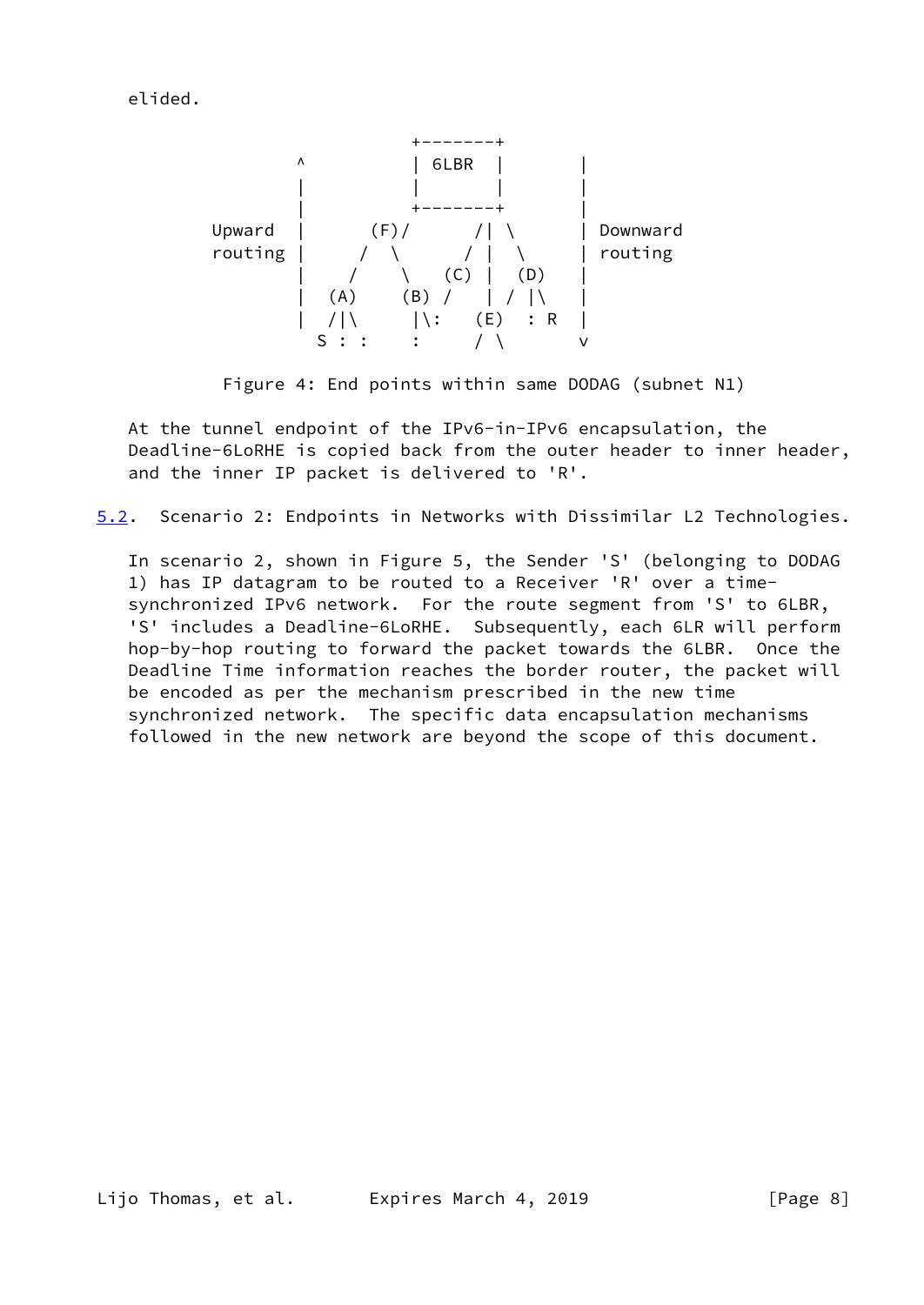elided.

```
                     +-------+
          ^          | 6LBR  |       |
          |          |       |       |
          |          +-------+       |
  Upward  |      (F)/      /| \      | Downward
  routing |     /  \      / |  \     | routing
          |    /    \   (C) |  (D)   |
          |  (A)    (B) /   | / |\   |
          |  /|\     |\:   (E)  : R  |
            S : :    :     / \       v
```

Figure 4: End points within same DODAG (subnet N1)

At the tunnel endpoint of the IPv6-in-IPv6 encapsulation, the Deadline-6LoRHE is copied back from the outer header to inner header, and the inner IP packet is delivered to 'R'.

## 5.2. Scenario 2: Endpoints in Networks with Dissimilar L2 Technologies.

In scenario 2, shown in Figure 5, the Sender 'S' (belonging to DODAG 1) has IP datagram to be routed to a Receiver 'R' over a time-synchronized IPv6 network. For the route segment from 'S' to 6LBR, 'S' includes a Deadline-6LoRHE. Subsequently, each 6LR will perform hop-by-hop routing to forward the packet towards the 6LBR. Once the Deadline Time information reaches the border router, the packet will be encoded as per the mechanism prescribed in the new time synchronized network. The specific data encapsulation mechanisms followed in the new network are beyond the scope of this document.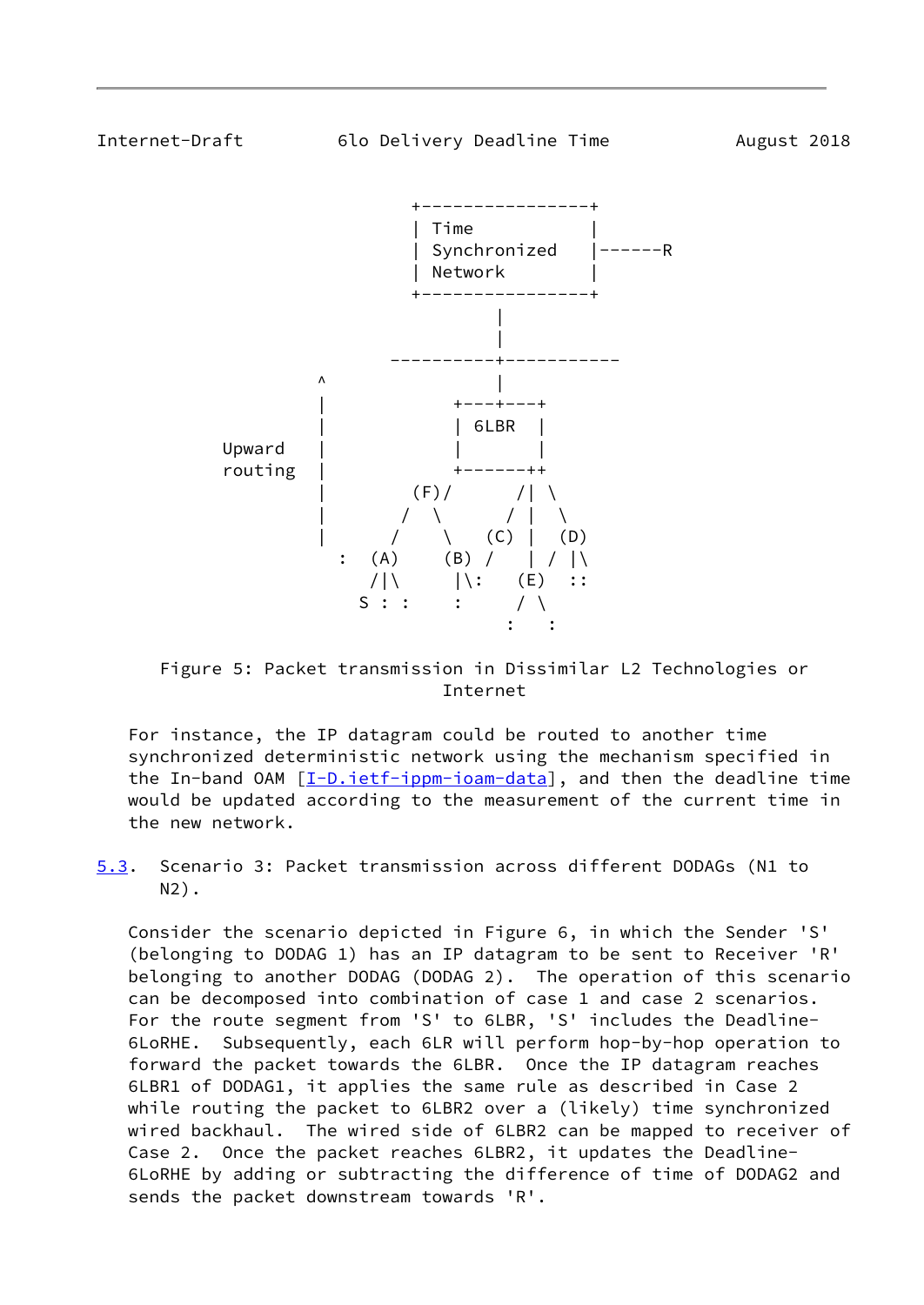```
                           +----------------+
                           | Time           |
                           | Synchronized   |------R
                           | Network        |
                           +----------------+
                                   |
                                   |
                         ----------+-----------
                ^                  |
                |              +---+---+
                |              | 6LBR  |
      Upward    |              |       |
      routing   |              +------++
                |         (F)/      /| \
                |         /  \      / |  \
                |        /    \   (C) |  (D)
                  :  (A)     (B) /    | / |\
                     /|\      |\:   (E)  ::
                    S : :     :     / \
                                   :   :
```

Figure 5: Packet transmission in Dissimilar L2 Technologies or Internet

For instance, the IP datagram could be routed to another time synchronized deterministic network using the mechanism specified in the In-band OAM [I-D.ietf-ippm-ioam-data], and then the deadline time would be updated according to the measurement of the current time in the new network.

## 5.3. Scenario 3: Packet transmission across different DODAGs (N1 to N2).

Consider the scenario depicted in Figure 6, in which the Sender 'S' (belonging to DODAG 1) has an IP datagram to be sent to Receiver 'R' belonging to another DODAG (DODAG 2). The operation of this scenario can be decomposed into combination of case 1 and case 2 scenarios. For the route segment from 'S' to 6LBR, 'S' includes the Deadline-6LoRHE. Subsequently, each 6LR will perform hop-by-hop operation to forward the packet towards the 6LBR. Once the IP datagram reaches 6LBR1 of DODAG1, it applies the same rule as described in Case 2 while routing the packet to 6LBR2 over a (likely) time synchronized wired backhaul. The wired side of 6LBR2 can be mapped to receiver of Case 2. Once the packet reaches 6LBR2, it updates the Deadline-6LoRHE by adding or subtracting the difference of time of DODAG2 and sends the packet downstream towards 'R'.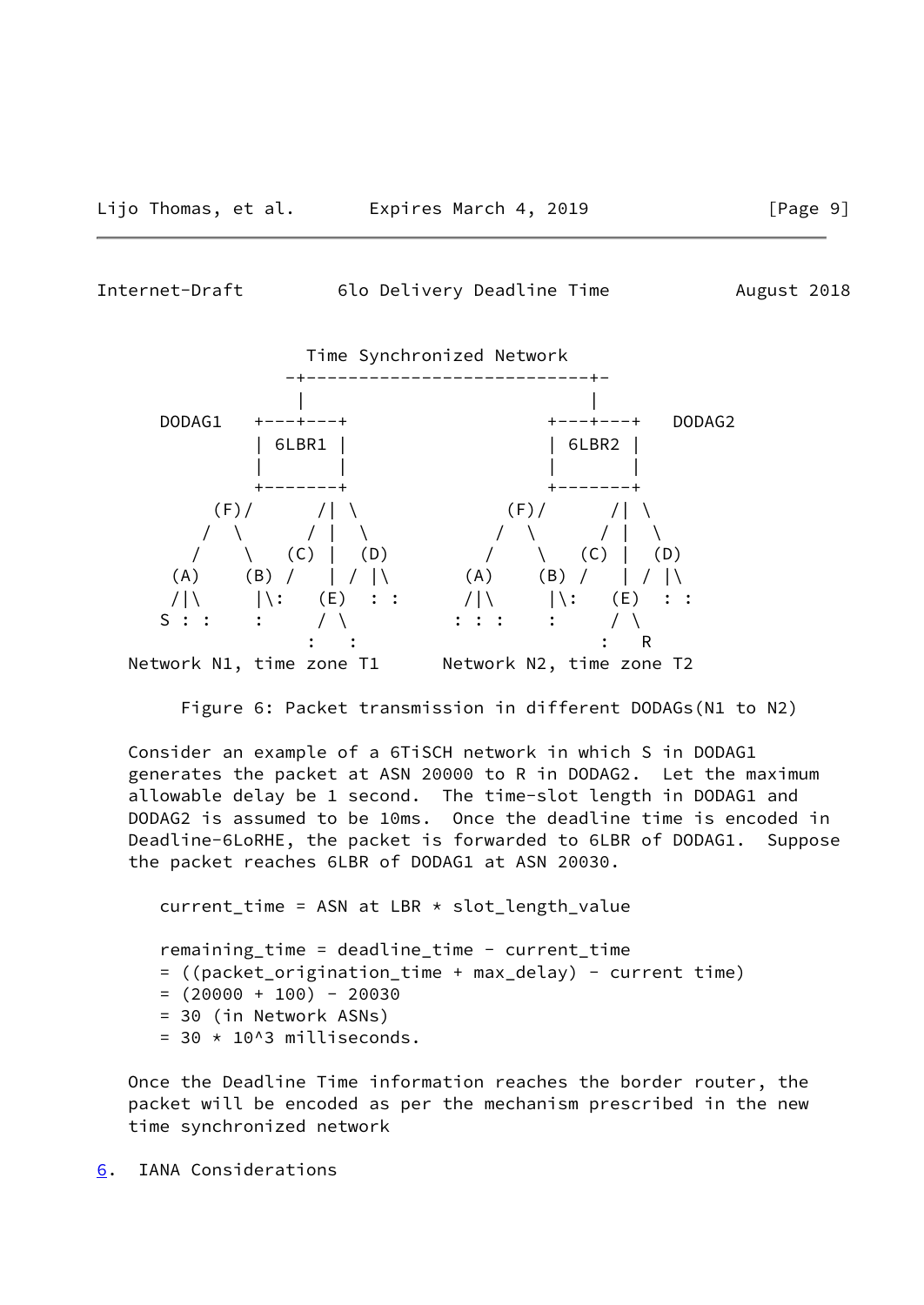```
                 Time Synchronized Network
               -+---------------------------+-
                |                           |
     DODAG1   +---+---+                 +---+---+   DODAG2
              | 6LBR1 |                 | 6LBR2 |
              |       |                 |       |
              +-------+                 +-------+
          (F)/      /| \            (F)/      /| \
          /  \     / |  \           /  \     / |  \
         /    \   (C) |  (D)       /    \   (C) |  (D)
       (A)    (B) /   | / |\     (A)    (B) /   | / |\
       /|\     |\:   (E)  : :    /|\     |\:   (E)  : :
     S : :     :     / \        : : :    :     / \
                    :   :                     :   R
   Network N1, time zone T1      Network N2, time zone T2
```

Figure 6: Packet transmission in different DODAGs(N1 to N2)

Consider an example of a 6TiSCH network in which S in DODAG1 generates the packet at ASN 20000 to R in DODAG2. Let the maximum allowable delay be 1 second. The time-slot length in DODAG1 and DODAG2 is assumed to be 10ms. Once the deadline time is encoded in Deadline-6LoRHE, the packet is forwarded to 6LBR of DODAG1. Suppose the packet reaches 6LBR of DODAG1 at ASN 20030.

```
current_time = ASN at LBR * slot_length_value

remaining_time = deadline_time - current_time
= ((packet_origination_time + max_delay) - current time)
= (20000 + 100) - 20030
= 30 (in Network ASNs)
= 30 * 10^3 milliseconds.
```

Once the Deadline Time information reaches the border router, the packet will be encoded as per the mechanism prescribed in the new time synchronized network

## 6. IANA Considerations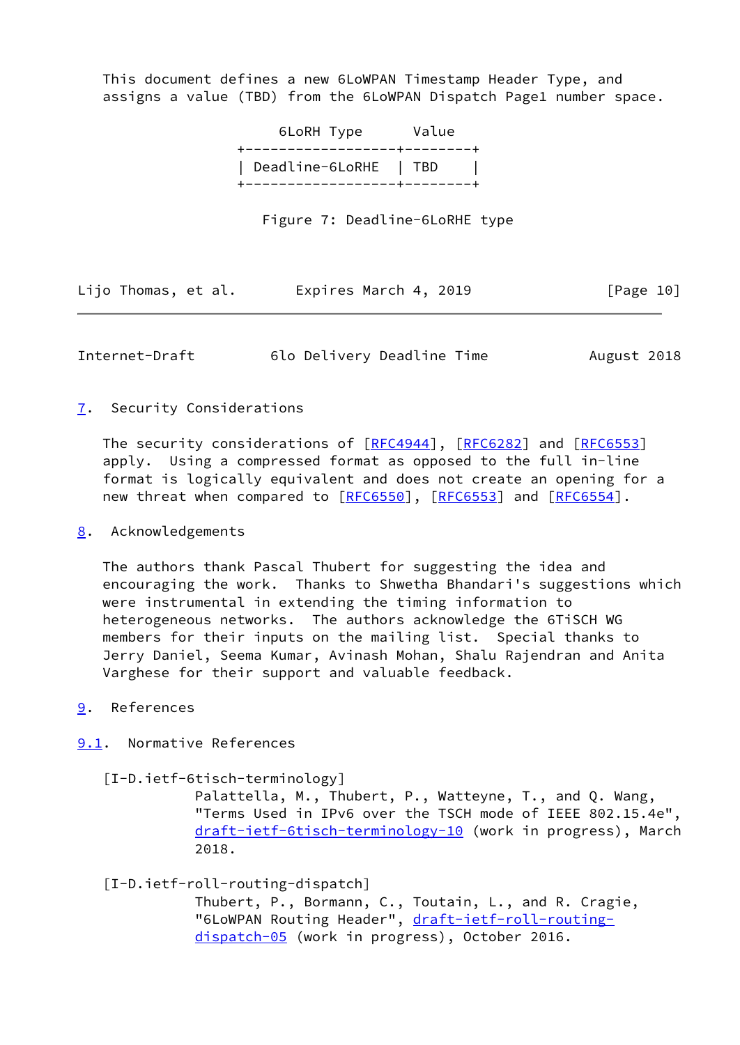This document defines a new 6LoWPAN Timestamp Header Type, and assigns a value (TBD) from the 6LoWPAN Dispatch Page1 number space.

| 6LoRH Type | Value |
| --- | --- |
| Deadline-6LoRHE | TBD |

Figure 7: Deadline-6LoRHE type

## 7. Security Considerations

The security considerations of [RFC4944], [RFC6282] and [RFC6553] apply. Using a compressed format as opposed to the full in-line format is logically equivalent and does not create an opening for a new threat when compared to [RFC6550], [RFC6553] and [RFC6554].

## 8. Acknowledgements

The authors thank Pascal Thubert for suggesting the idea and encouraging the work. Thanks to Shwetha Bhandari's suggestions which were instrumental in extending the timing information to heterogeneous networks. The authors acknowledge the 6TiSCH WG members for their inputs on the mailing list. Special thanks to Jerry Daniel, Seema Kumar, Avinash Mohan, Shalu Rajendran and Anita Varghese for their support and valuable feedback.

## 9. References

### 9.1. Normative References

[I-D.ietf-6tisch-terminology]
Palattella, M., Thubert, P., Watteyne, T., and Q. Wang, "Terms Used in IPv6 over the TSCH mode of IEEE 802.15.4e", draft-ietf-6tisch-terminology-10 (work in progress), March 2018.

[I-D.ietf-roll-routing-dispatch]
Thubert, P., Bormann, C., Toutain, L., and R. Cragie, "6LoWPAN Routing Header", draft-ietf-roll-routing-dispatch-05 (work in progress), October 2016.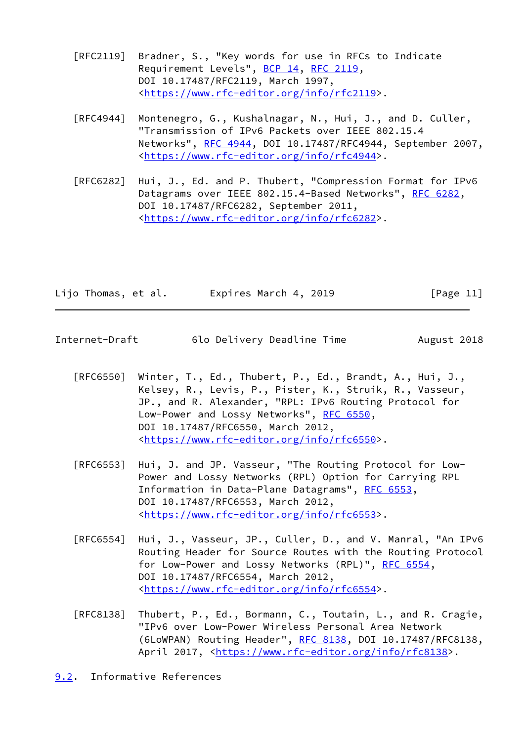[RFC2119] Bradner, S., "Key words for use in RFCs to Indicate Requirement Levels", BCP 14, RFC 2119, DOI 10.17487/RFC2119, March 1997, <https://www.rfc-editor.org/info/rfc2119>.

[RFC4944] Montenegro, G., Kushalnagar, N., Hui, J., and D. Culler, "Transmission of IPv6 Packets over IEEE 802.15.4 Networks", RFC 4944, DOI 10.17487/RFC4944, September 2007, <https://www.rfc-editor.org/info/rfc4944>.

[RFC6282] Hui, J., Ed. and P. Thubert, "Compression Format for IPv6 Datagrams over IEEE 802.15.4-Based Networks", RFC 6282, DOI 10.17487/RFC6282, September 2011, <https://www.rfc-editor.org/info/rfc6282>.

[RFC6550] Winter, T., Ed., Thubert, P., Ed., Brandt, A., Hui, J., Kelsey, R., Levis, P., Pister, K., Struik, R., Vasseur, JP., and R. Alexander, "RPL: IPv6 Routing Protocol for Low-Power and Lossy Networks", RFC 6550, DOI 10.17487/RFC6550, March 2012, <https://www.rfc-editor.org/info/rfc6550>.

[RFC6553] Hui, J. and JP. Vasseur, "The Routing Protocol for Low-Power and Lossy Networks (RPL) Option for Carrying RPL Information in Data-Plane Datagrams", RFC 6553, DOI 10.17487/RFC6553, March 2012, <https://www.rfc-editor.org/info/rfc6553>.

[RFC6554] Hui, J., Vasseur, JP., Culler, D., and V. Manral, "An IPv6 Routing Header for Source Routes with the Routing Protocol for Low-Power and Lossy Networks (RPL)", RFC 6554, DOI 10.17487/RFC6554, March 2012, <https://www.rfc-editor.org/info/rfc6554>.

[RFC8138] Thubert, P., Ed., Bormann, C., Toutain, L., and R. Cragie, "IPv6 over Low-Power Wireless Personal Area Network (6LoWPAN) Routing Header", RFC 8138, DOI 10.17487/RFC8138, April 2017, <https://www.rfc-editor.org/info/rfc8138>.

### 9.2. Informative References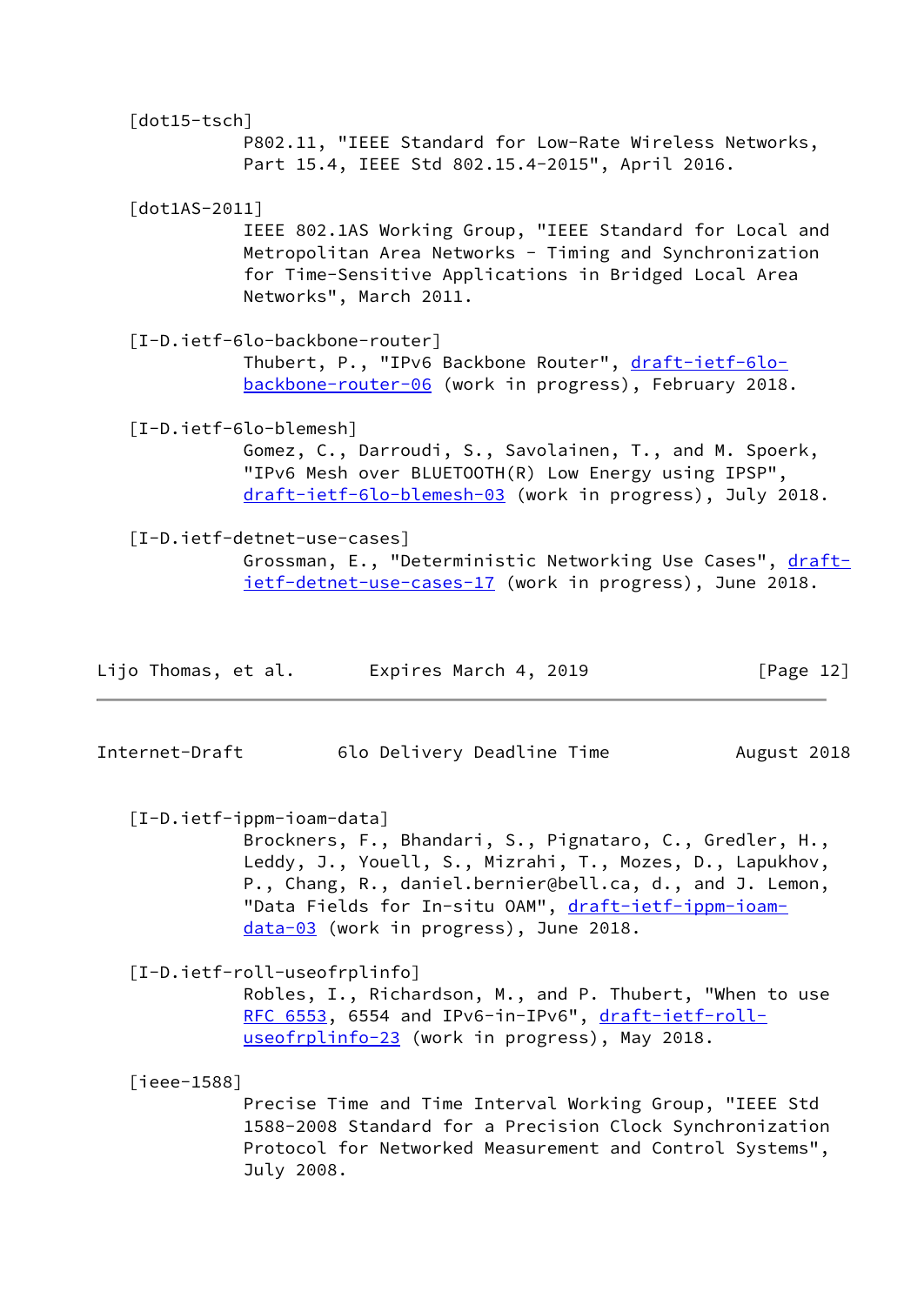[dot15-tsch]
P802.11, "IEEE Standard for Low-Rate Wireless Networks, Part 15.4, IEEE Std 802.15.4-2015", April 2016.

[dot1AS-2011]
IEEE 802.1AS Working Group, "IEEE Standard for Local and Metropolitan Area Networks - Timing and Synchronization for Time-Sensitive Applications in Bridged Local Area Networks", March 2011.

[I-D.ietf-6lo-backbone-router]
Thubert, P., "IPv6 Backbone Router", draft-ietf-6lo-backbone-router-06 (work in progress), February 2018.

[I-D.ietf-6lo-blemesh]
Gomez, C., Darroudi, S., Savolainen, T., and M. Spoerk, "IPv6 Mesh over BLUETOOTH(R) Low Energy using IPSP", draft-ietf-6lo-blemesh-03 (work in progress), July 2018.

[I-D.ietf-detnet-use-cases]
Grossman, E., "Deterministic Networking Use Cases", draft-ietf-detnet-use-cases-17 (work in progress), June 2018.

[I-D.ietf-ippm-ioam-data]
Brockners, F., Bhandari, S., Pignataro, C., Gredler, H., Leddy, J., Youell, S., Mizrahi, T., Mozes, D., Lapukhov, P., Chang, R., daniel.bernier@bell.ca, d., and J. Lemon, "Data Fields for In-situ OAM", draft-ietf-ippm-ioam-data-03 (work in progress), June 2018.

[I-D.ietf-roll-useofrplinfo]
Robles, I., Richardson, M., and P. Thubert, "When to use RFC 6553, 6554 and IPv6-in-IPv6", draft-ietf-roll-useofrplinfo-23 (work in progress), May 2018.

[ieee-1588]
Precise Time and Time Interval Working Group, "IEEE Std 1588-2008 Standard for a Precision Clock Synchronization Protocol for Networked Measurement and Control Systems", July 2008.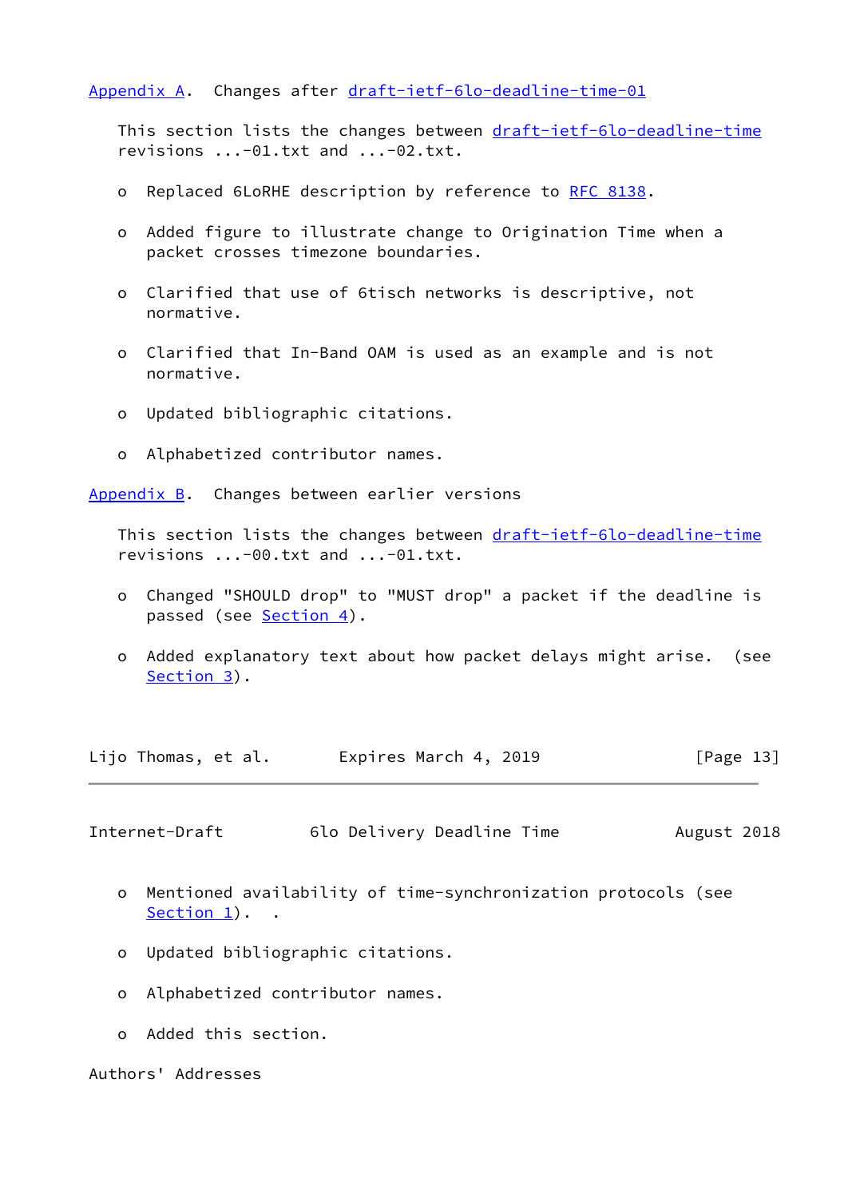## Appendix A. Changes after draft-ietf-6lo-deadline-time-01

This section lists the changes between draft-ietf-6lo-deadline-time revisions ...-01.txt and ...-02.txt.

- Replaced 6LoRHE description by reference to RFC 8138.
- Added figure to illustrate change to Origination Time when a packet crosses timezone boundaries.
- Clarified that use of 6tisch networks is descriptive, not normative.
- Clarified that In-Band OAM is used as an example and is not normative.
- Updated bibliographic citations.
- Alphabetized contributor names.

## Appendix B. Changes between earlier versions

This section lists the changes between draft-ietf-6lo-deadline-time revisions ...-00.txt and ...-01.txt.

- Changed "SHOULD drop" to "MUST drop" a packet if the deadline is passed (see Section 4).
- Added explanatory text about how packet delays might arise. (see Section 3).
- Mentioned availability of time-synchronization protocols (see Section 1). .
- Updated bibliographic citations.
- Alphabetized contributor names.
- Added this section.

## Authors' Addresses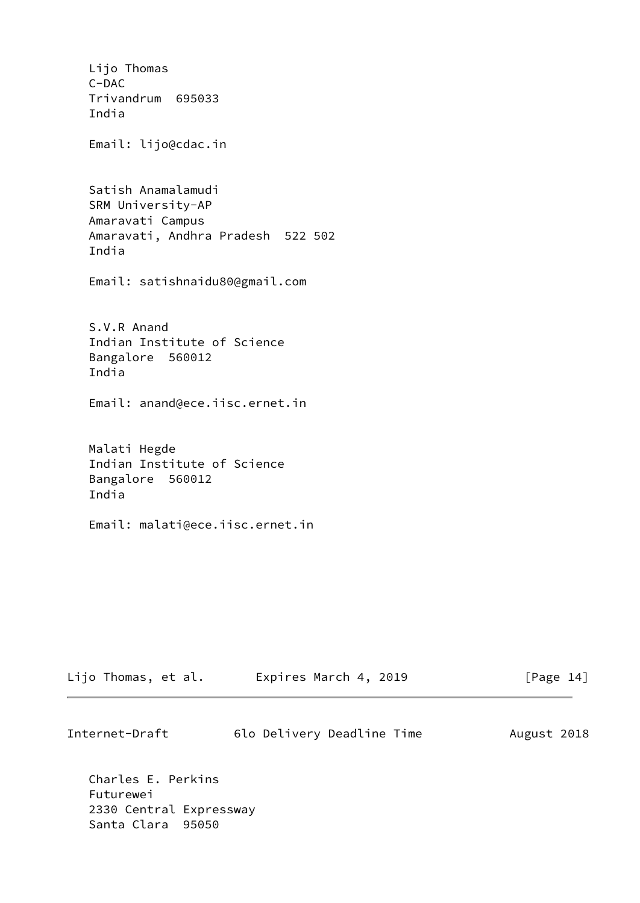Lijo Thomas
C-DAC
Trivandrum  695033
India

Email: lijo@cdac.in

Satish Anamalamudi
SRM University-AP
Amaravati Campus
Amaravati, Andhra Pradesh  522 502
India

Email: satishnaidu80@gmail.com

S.V.R Anand
Indian Institute of Science
Bangalore  560012
India

Email: anand@ece.iisc.ernet.in

Malati Hegde
Indian Institute of Science
Bangalore  560012
India

Email: malati@ece.iisc.ernet.in

Charles E. Perkins
Futurewei
2330 Central Expressway
Santa Clara  95050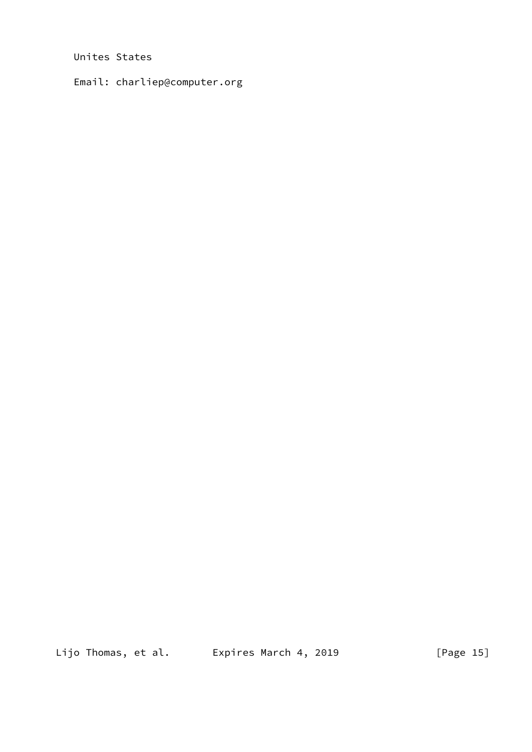Unites States

Email: charliep@computer.org